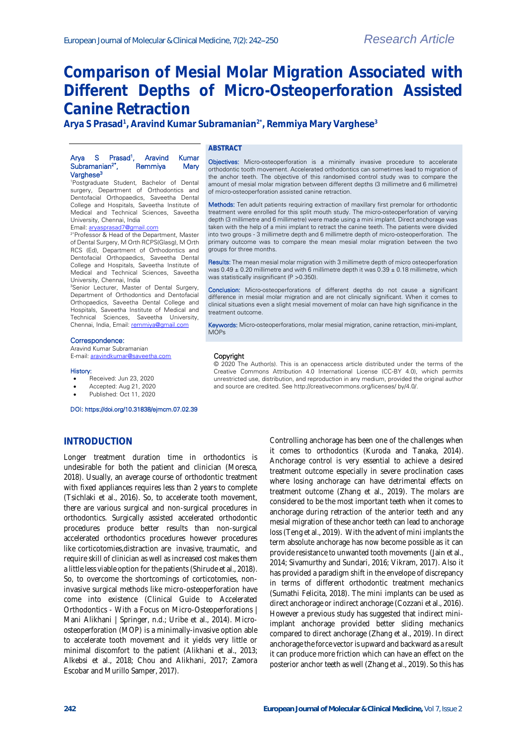Research Article

# Comparison of Mesial Molar Migration Associated with Different Depths of Micro-Osteoperforation Assisted Canine Retraction

**Arya S Prasad[1], Aravind Kumar Subramanian[2*], Remmiya Mary Varghese[3]**

Arya S Prasad[1], Aravind Kumar Subramanian[2*], Remmiya Mary Varghese[3]

[1]Postgraduate Student, Bachelor of Dental surgery, Department of Orthodontics and Dentofacial Orthopaedics, Saveetha Dental College and Hospitals, Saveetha Institute of Medical and Technical Sciences, Saveetha University, Chennai, India
Email: aryasprasad7@gmail.com

[2*]Professor & Head of the Department, Master of Dental Surgery, M Orth RCPS(Glasg), M Orth RCS (Ed), Department of Orthodontics and Dentofacial Orthopaedics, Saveetha Dental College and Hospitals, Saveetha Institute of Medical and Technical Sciences, Saveetha University, Chennai, India

[3]Senior Lecturer, Master of Dental Surgery, Department of Orthodontics and Dentofacial Orthopaedics, Saveetha Dental College and Hospitals, Saveetha Institute of Medical and Technical Sciences, Saveetha University, Chennai, India, Email: remmiya@gmail.com

**Correspondence:**
Aravind Kumar Subramanian
E-mail: aravindkumar@saveetha.com

**History:**

- Received: Jun 23, 2020
- Accepted: Aug 21, 2020
- Published: Oct 11, 2020

DOI: https://doi.org/10.31838/ejmcm.07.02.39

## ABSTRACT

**Objectives:** Micro-osteoperforation is a minimally invasive procedure to accelerate orthodontic tooth movement. Accelerated orthodontics can sometimes lead to migration of the anchor teeth. The objective of this randomised control study was to compare the amount of mesial molar migration between different depths (3 millimetre and 6 millimetre) of micro-osteoperforation assisted canine retraction.

**Methods:** Ten adult patients requiring extraction of maxillary first premolar for orthodontic treatment were enrolled for this split mouth study. The micro-osteoperforation of varying depth (3 millimetre and 6 millimetre) were made using a mini implant. Direct anchorage was taken with the help of a mini implant to retract the canine teeth. The patients were divided into two groups - 3 millimetre depth and 6 millimetre depth of micro-osteoperforation. The primary outcome was to compare the mean mesial molar migration between the two groups for three months.

**Results:** The mean mesial molar migration with 3 millimetre depth of micro osteoperforation was 0.49 ± 0.20 millimetre and with 6 millimetre depth it was 0.39 ± 0.18 millimetre, which was statistically insignificant (P >0.350).

**Conclusion:** Micro-osteoperforations of different depths do not cause a significant difference in mesial molar migration and are not clinically significant. When it comes to clinical situations even a slight mesial movement of molar can have high significance in the treatment outcome.

**Keywords:** Micro-osteoperforations, molar mesial migration, canine retraction, mini-implant, MOPs

**Copyright**
© 2020 The Author(s). This is an openaccess article distributed under the terms of the Creative Commons Attribution 4.0 International License (CC-BY 4.0), which permits unrestricted use, distribution, and reproduction in any medium, provided the original author and source are credited. See http://creativecommons.org/licenses/ by/4.0/.

## INTRODUCTION

Longer treatment duration time in orthodontics is undesirable for both the patient and clinician (Moresca, 2018). Usually, an average course of orthodontic treatment with fixed appliances requires less than 2 years to complete (Tsichlaki et al., 2016). So, to accelerate tooth movement, there are various surgical and non-surgical procedures in orthodontics. Surgically assisted accelerated orthodontic procedures produce better results than non-surgical accelerated orthodontics procedures however procedures like corticotomies,distraction are invasive, traumatic, and require skill of clinician as well as increased cost makes them a little less viable option for the patients (Shirude et al., 2018). So, to overcome the shortcomings of corticotomies, non-invasive surgical methods like micro-osteoperforation have come into existence (Clinical Guide to Accelerated Orthodontics - With a Focus on Micro-Osteoperforations | Mani Alikhani | Springer, n.d.; Uribe et al., 2014). Micro-osteoperforation (MOP) is a minimally-invasive option able to accelerate tooth movement and it yields very little or minimal discomfort to the patient (Alikhani et al., 2013; Alkebsi et al., 2018; Chou and Alikhani, 2017; Zamora Escobar and Murillo Samper, 2017).

Controlling anchorage has been one of the challenges when it comes to orthodontics (Kuroda and Tanaka, 2014). Anchorage control is very essential to achieve a desired treatment outcome especially in severe proclination cases where losing anchorage can have detrimental effects on treatment outcome (Zhang et al., 2019). The molars are considered to be the most important teeth when it comes to anchorage during retraction of the anterior teeth and any mesial migration of these anchor teeth can lead to anchorage loss (Teng et al., 2019). With the advent of mini implants the term absolute anchorage has now become possible as it can provide resistance to unwanted tooth movements (Jain et al., 2014; Sivamurthy and Sundari, 2016; Vikram, 2017). Also it has provided a paradigm shift in the envelope of discrepancy in terms of different orthodontic treatment mechanics (Sumathi Felicita, 2018). The mini implants can be used as direct anchorage or indirect anchorage (Cozzani et al., 2016). However a previous study has suggested that indirect mini-implant anchorage provided better sliding mechanics compared to direct anchorage (Zhang et al., 2019). In direct anchorage the force vector is upward and backward as a result it can produce more friction which can have an effect on the posterior anchor teeth as well (Zhang et al., 2019). So this has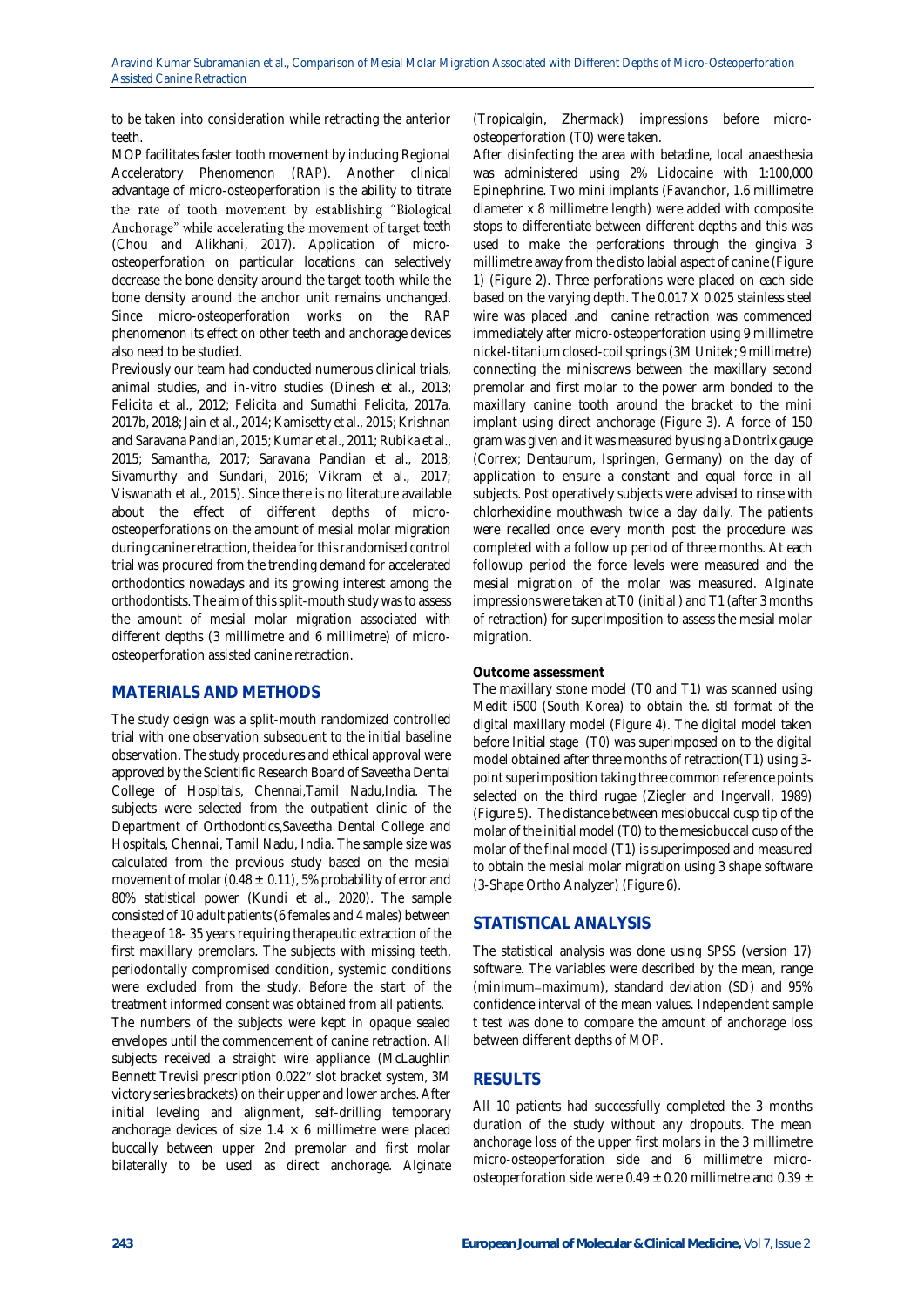to be taken into consideration while retracting the anterior teeth.

MOP facilitates faster tooth movement by inducing Regional Acceleratory Phenomenon (RAP). Another clinical advantage of micro-osteoperforation is the ability to titrate the rate of tooth movement by establishing "Biological Anchorage" while accelerating the movement of target teeth (Chou and Alikhani, 2017). Application of micro-osteoperforation on particular locations can selectively decrease the bone density around the target tooth while the bone density around the anchor unit remains unchanged. Since micro-osteoperforation works on the RAP phenomenon its effect on other teeth and anchorage devices also need to be studied.

Previously our team had conducted numerous clinical trials, animal studies, and in-vitro studies (Dinesh et al., 2013; Felicita et al., 2012; Felicita and Sumathi Felicita, 2017a, 2017b, 2018; Jain et al., 2014; Kamisetty et al., 2015; Krishnan and Saravana Pandian, 2015; Kumar et al., 2011; Rubika et al., 2015; Samantha, 2017; Saravana Pandian et al., 2018; Sivamurthy and Sundari, 2016; Vikram et al., 2017; Viswanath et al., 2015). Since there is no literature available about the effect of different depths of micro-osteoperforations on the amount of mesial molar migration during canine retraction, the idea for this randomised control trial was procured from the trending demand for accelerated orthodontics nowadays and its growing interest among the orthodontists. The aim of this split-mouth study was to assess the amount of mesial molar migration associated with different depths (3 millimetre and 6 millimetre) of micro-osteoperforation assisted canine retraction.

## MATERIALS AND METHODS

The study design was a split-mouth randomized controlled trial with one observation subsequent to the initial baseline observation. The study procedures and ethical approval were approved by the Scientific Research Board of Saveetha Dental College of Hospitals, Chennai,Tamil Nadu,India. The subjects were selected from the outpatient clinic of the Department of Orthodontics,Saveetha Dental College and Hospitals, Chennai, Tamil Nadu, India. The sample size was calculated from the previous study based on the mesial movement of molar (0.48 ± 0.11), 5% probability of error and 80% statistical power (Kundi et al., 2020). The sample consisted of 10 adult patients (6 females and 4 males) between the age of 18- 35 years requiring therapeutic extraction of the first maxillary premolars. The subjects with missing teeth, periodontally compromised condition, systemic conditions were excluded from the study. Before the start of the treatment informed consent was obtained from all patients.

The numbers of the subjects were kept in opaque sealed envelopes until the commencement of canine retraction. All subjects received a straight wire appliance (McLaughlin Bennett Trevisi prescription 0.022″ slot bracket system, 3M victory series brackets) on their upper and lower arches. After initial leveling and alignment, self-drilling temporary anchorage devices of size 1.4 × 6 millimetre were placed buccally between upper 2nd premolar and first molar bilaterally to be used as direct anchorage. Alginate (Tropicalgin, Zhermack) impressions before micro-osteoperforation (T0) were taken.

After disinfecting the area with betadine, local anaesthesia was administered using 2% Lidocaine with 1:100,000 Epinephrine. Two mini implants (Favanchor, 1.6 millimetre diameter x 8 millimetre length) were added with composite stops to differentiate between different depths and this was used to make the perforations through the gingiva 3 millimetre away from the disto labial aspect of canine (Figure 1) (Figure 2). Three perforations were placed on each side based on the varying depth. The 0.017 X 0.025 stainless steel wire was placed .and canine retraction was commenced immediately after micro-osteoperforation using 9 millimetre nickel-titanium closed-coil springs (3M Unitek; 9 millimetre) connecting the miniscrews between the maxillary second premolar and first molar to the power arm bonded to the maxillary canine tooth around the bracket to the mini implant using direct anchorage (Figure 3). A force of 150 gram was given and it was measured by using a Dontrix gauge (Correx; Dentaurum, Ispringen, Germany) on the day of application to ensure a constant and equal force in all subjects. Post operatively subjects were advised to rinse with chlorhexidine mouthwash twice a day daily. The patients were recalled once every month post the procedure was completed with a follow up period of three months. At each followup period the force levels were measured and the mesial migration of the molar was measured. Alginate impressions were taken at T0 (initial ) and T1 (after 3 months of retraction) for superimposition to assess the mesial molar migration.

**Outcome assessment**

The maxillary stone model (T0 and T1) was scanned using Medit i500 (South Korea) to obtain the. stl format of the digital maxillary model (Figure 4). The digital model taken before Initial stage (T0) was superimposed on to the digital model obtained after three months of retraction(T1) using 3-point superimposition taking three common reference points selected on the third rugae (Ziegler and Ingervall, 1989) (Figure 5). The distance between mesiobuccal cusp tip of the molar of the initial model (T0) to the mesiobuccal cusp of the molar of the final model (T1) is superimposed and measured to obtain the mesial molar migration using 3 shape software (3-Shape Ortho Analyzer) (Figure 6).

## STATISTICAL ANALYSIS

The statistical analysis was done using SPSS (version 17) software. The variables were described by the mean, range (minimum–maximum), standard deviation (SD) and 95% confidence interval of the mean values. Independent sample t test was done to compare the amount of anchorage loss between different depths of MOP.

## RESULTS

All 10 patients had successfully completed the 3 months duration of the study without any dropouts. The mean anchorage loss of the upper first molars in the 3 millimetre micro-osteoperforation side and 6 millimetre micro-osteoperforation side were 0.49 ± 0.20 millimetre and 0.39 ±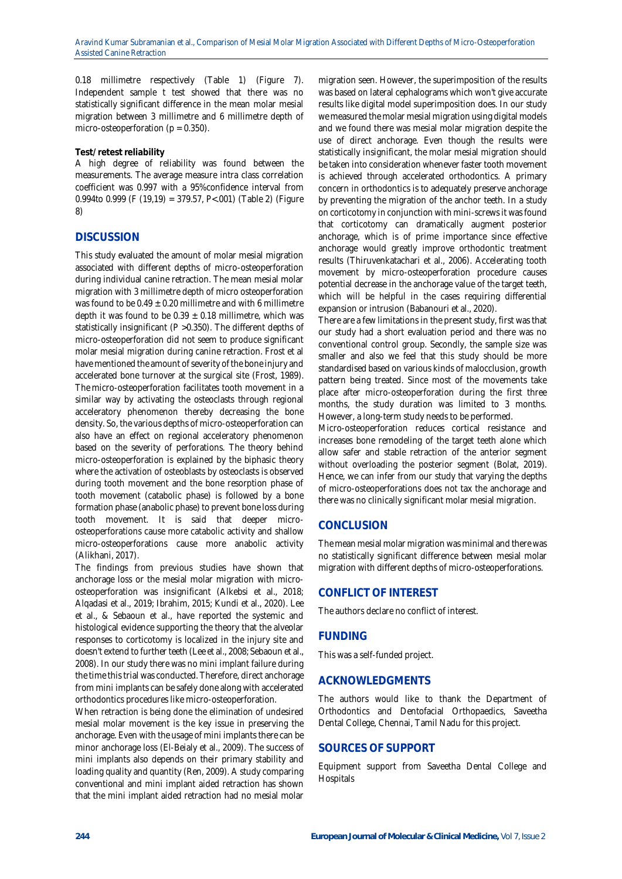0.18 millimetre respectively (Table 1) (Figure 7). Independent sample t test showed that there was no statistically significant difference in the mean molar mesial migration between 3 millimetre and 6 millimetre depth of micro-osteoperforation ($p = 0.350$).

**Test/retest reliability**

A high degree of reliability was found between the measurements. The average measure intra class correlation coefficient was 0.997 with a 95%confidence interval from 0.994to 0.999 ($F(19,19) = 379.57$, $P<.001$) (Table 2) (Figure 8)

## DISCUSSION

This study evaluated the amount of molar mesial migration associated with different depths of micro-osteoperforation during individual canine retraction. The mean mesial molar migration with 3 millimetre depth of micro osteoperforation was found to be $0.49 \pm 0.20$ millimetre and with 6 millimetre depth it was found to be $0.39 \pm 0.18$ millimetre, which was statistically insignificant ($P > 0.350$). The different depths of micro-osteoperforation did not seem to produce significant molar mesial migration during canine retraction. Frost et al have mentioned the amount of severity of the bone injury and accelerated bone turnover at the surgical site (Frost, 1989). The micro-osteoperforation facilitates tooth movement in a similar way by activating the osteoclasts through regional acceleratory phenomenon thereby decreasing the bone density. So, the various depths of micro-osteoperforation can also have an effect on regional acceleratory phenomenon based on the severity of perforations. The theory behind micro-osteoperforation is explained by the biphasic theory where the activation of osteoblasts by osteoclasts is observed during tooth movement and the bone resorption phase of tooth movement (catabolic phase) is followed by a bone formation phase (anabolic phase) to prevent bone loss during tooth movement. It is said that deeper micro-osteoperforations cause more catabolic activity and shallow micro-osteoperforations cause more anabolic activity (Alikhani, 2017).

The findings from previous studies have shown that anchorage loss or the mesial molar migration with micro-osteoperforation was insignificant (Alkebsi et al., 2018; Alqadasi et al., 2019; Ibrahim, 2015; Kundi et al., 2020). Lee et al., & Sebaoun et al., have reported the systemic and histological evidence supporting the theory that the alveolar responses to corticotomy is localized in the injury site and doesn't extend to further teeth (Lee et al., 2008; Sebaoun et al., 2008). In our study there was no mini implant failure during the time this trial was conducted. Therefore, direct anchorage from mini implants can be safely done along with accelerated orthodontics procedures like micro-osteoperforation.

When retraction is being done the elimination of undesired mesial molar movement is the key issue in preserving the anchorage. Even with the usage of mini implants there can be minor anchorage loss (El-Beialy et al., 2009). The success of mini implants also depends on their primary stability and loading quality and quantity (Ren, 2009). A study comparing conventional and mini implant aided retraction has shown that the mini implant aided retraction had no mesial molar migration seen. However, the superimposition of the results was based on lateral cephalograms which won't give accurate results like digital model superimposition does. In our study we measured the molar mesial migration using digital models and we found there was mesial molar migration despite the use of direct anchorage. Even though the results were statistically insignificant, the molar mesial migration should be taken into consideration whenever faster tooth movement is achieved through accelerated orthodontics. A primary concern in orthodontics is to adequately preserve anchorage by preventing the migration of the anchor teeth. In a study on corticotomy in conjunction with mini-screws it was found that corticotomy can dramatically augment posterior anchorage, which is of prime importance since effective anchorage would greatly improve orthodontic treatment results (Thiruvenkatachari et al., 2006). Accelerating tooth movement by micro-osteoperforation procedure causes potential decrease in the anchorage value of the target teeth, which will be helpful in the cases requiring differential expansion or intrusion (Babanouri et al., 2020).

There are a few limitations in the present study, first was that our study had a short evaluation period and there was no conventional control group. Secondly, the sample size was smaller and also we feel that this study should be more standardised based on various kinds of malocclusion, growth pattern being treated. Since most of the movements take place after micro-osteoperforation during the first three months, the study duration was limited to 3 months. However, a long-term study needs to be performed.

Micro-osteoperforation reduces cortical resistance and increases bone remodeling of the target teeth alone which allow safer and stable retraction of the anterior segment without overloading the posterior segment (Bolat, 2019). Hence, we can infer from our study that varying the depths of micro-osteoperforations does not tax the anchorage and there was no clinically significant molar mesial migration.

## CONCLUSION

The mean mesial molar migration was minimal and there was no statistically significant difference between mesial molar migration with different depths of micro-osteoperforations.

## CONFLICT OF INTEREST

The authors declare no conflict of interest.

## FUNDING

This was a self-funded project.

## ACKNOWLEDGMENTS

The authors would like to thank the Department of Orthodontics and Dentofacial Orthopaedics, Saveetha Dental College, Chennai, Tamil Nadu for this project.

## SOURCES OF SUPPORT

Equipment support from Saveetha Dental College and Hospitals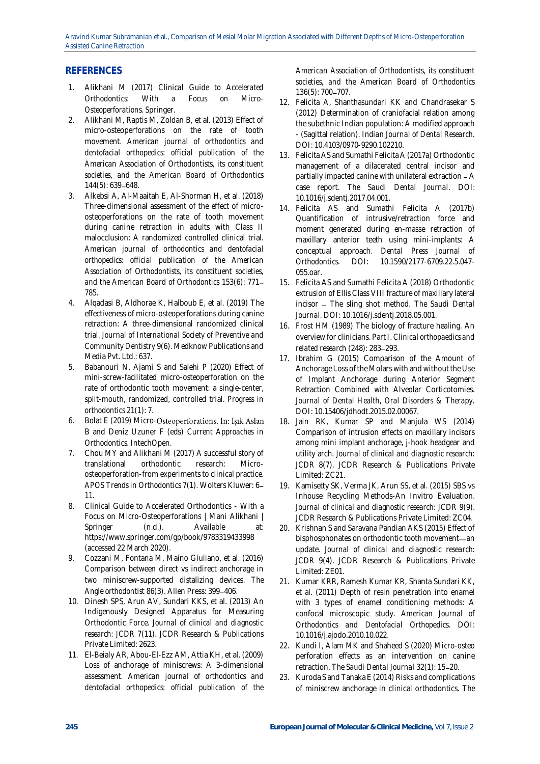## REFERENCES

1. Alikhani M (2017) Clinical Guide to Accelerated Orthodontics: With a Focus on Micro-Osteoperforations. Springer.
2. Alikhani M, Raptis M, Zoldan B, et al. (2013) Effect of micro-osteoperforations on the rate of tooth movement. *American journal of orthodontics and dentofacial orthopedics: official publication of the American Association of Orthodontists, its constituent societies, and the American Board of Orthodontics* 144(5): 639–648.
3. Alkebsi A, Al-Maaitah E, Al-Shorman H, et al. (2018) Three-dimensional assessment of the effect of micro-osteoperforations on the rate of tooth movement during canine retraction in adults with Class II malocclusion: A randomized controlled clinical trial. *American journal of orthodontics and dentofacial orthopedics: official publication of the American Association of Orthodontists, its constituent societies, and the American Board of Orthodontics* 153(6): 771–785.
4. Alqadasi B, Aldhorae K, Halboub E, et al. (2019) The effectiveness of micro-osteoperforations during canine retraction: A three-dimensional randomized clinical trial. *Journal of International Society of Preventive and Community Dentistry* 9(6). Medknow Publications and Media Pvt. Ltd.: 637.
5. Babanouri N, Ajami S and Salehi P (2020) Effect of mini-screw-facilitated micro-osteoperforation on the rate of orthodontic tooth movement: a single-center, split-mouth, randomized, controlled trial. *Progress in orthodontics* 21(1): 7.
6. Bolat E (2019) Micro-Osteoperforations. In: Işık Aslan B and Deniz Uzuner F (eds) *Current Approaches in Orthodontics*. IntechOpen.
7. Chou MY and Alikhani M (2017) A successful story of translational orthodontic research: Micro-osteoperforation-from experiments to clinical practice. *APOS Trends in Orthodontics* 7(1). Wolters Kluwer: 6–11.
8. Clinical Guide to Accelerated Orthodontics - With a Focus on Micro-Osteoperforations | Mani Alikhani | Springer (n.d.). Available at: https://www.springer.com/gp/book/9783319433998 (accessed 22 March 2020).
9. Cozzani M, Fontana M, Maino Giuliano, et al. (2016) Comparison between direct vs indirect anchorage in two miniscrew-supported distalizing devices. *The Angle orthodontist* 86(3). Allen Press: 399–406.
10. Dinesh SPS, Arun AV, Sundari KKS, et al. (2013) An Indigenously Designed Apparatus for Measuring Orthodontic Force. *Journal of clinical and diagnostic research: JCDR* 7(11). JCDR Research & Publications Private Limited: 2623.
11. El-Beialy AR, Abou-El-Ezz AM, Attia KH, et al. (2009) Loss of anchorage of miniscrews: A 3-dimensional assessment. *American journal of orthodontics and dentofacial orthopedics: official publication of the American Association of Orthodontists, its constituent societies, and the American Board of Orthodontics* 136(5): 700–707.
12. Felicita A, Shanthasundari KK and Chandrasekar S (2012) Determination of craniofacial relation among the subethnic Indian population: A modified approach - (Sagittal relation). *Indian Journal of Dental Research*. DOI: 10.4103/0970-9290.102210.
13. Felicita AS and Sumathi Felicita A (2017a) Orthodontic management of a dilacerated central incisor and partially impacted canine with unilateral extraction – A case report. *The Saudi Dental Journal*. DOI: 10.1016/j.sdentj.2017.04.001.
14. Felicita AS and Sumathi Felicita A (2017b) Quantification of intrusive/retraction force and moment generated during en-masse retraction of maxillary anterior teeth using mini-implants: A conceptual approach. *Dental Press Journal of Orthodontics*. DOI: 10.1590/2177-6709.22.5.047-055.oar.
15. Felicita AS and Sumathi Felicita A (2018) Orthodontic extrusion of Ellis Class VIII fracture of maxillary lateral incisor – The sling shot method. *The Saudi Dental Journal*. DOI: 10.1016/j.sdentj.2018.05.001.
16. Frost HM (1989) The biology of fracture healing. An overview for clinicians. Part I. *Clinical orthopaedics and related research* (248): 283–293.
17. Ibrahim G (2015) Comparison of the Amount of Anchorage Loss of the Molars with and without the Use of Implant Anchorage during Anterior Segment Retraction Combined with Alveolar Corticotomies. *Journal of Dental Health, Oral Disorders & Therapy*. DOI: 10.15406/jdhodt.2015.02.00067.
18. Jain RK, Kumar SP and Manjula WS (2014) Comparison of intrusion effects on maxillary incisors among mini implant anchorage, j-hook headgear and utility arch. *Journal of clinical and diagnostic research: JCDR* 8(7). JCDR Research & Publications Private Limited: ZC21.
19. Kamisetty SK, Verma JK, Arun SS, et al. (2015) SBS vs Inhouse Recycling Methods-An Invitro Evaluation. *Journal of clinical and diagnostic research: JCDR* 9(9). JCDR Research & Publications Private Limited: ZC04.
20. Krishnan S and Saravana Pandian AKS (2015) Effect of bisphosphonates on orthodontic tooth movement—an update. *Journal of clinical and diagnostic research: JCDR* 9(4). JCDR Research & Publications Private Limited: ZE01.
21. Kumar KRR, Ramesh Kumar KR, Shanta Sundari KK, et al. (2011) Depth of resin penetration into enamel with 3 types of enamel conditioning methods: A confocal microscopic study. *American Journal of Orthodontics and Dentofacial Orthopedics*. DOI: 10.1016/j.ajodo.2010.10.022.
22. Kundi I, Alam MK and Shaheed S (2020) Micro-osteo perforation effects as an intervention on canine retraction. *The Saudi Dental Journal* 32(1): 15–20.
23. Kuroda S and Tanaka E (2014) Risks and complications of miniscrew anchorage in clinical orthodontics. *The*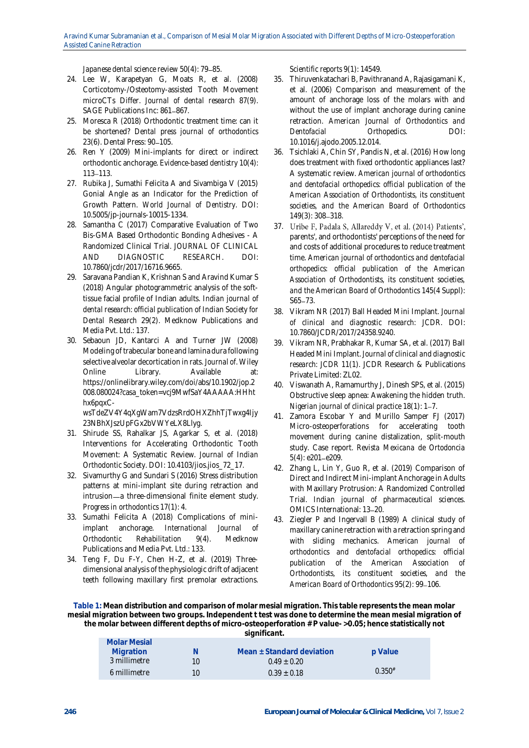Japanese dental science review 50(4): 79–85.

24. Lee W, Karapetyan G, Moats R, et al. (2008) Corticotomy-/Osteotomy-assisted Tooth Movement microCTs Differ. Journal of dental research 87(9). SAGE Publications Inc: 861–867.
25. Moresca R (2018) Orthodontic treatment time: can it be shortened? Dental press journal of orthodontics 23(6). Dental Press: 90–105.
26. Ren Y (2009) Mini-implants for direct or indirect orthodontic anchorage. Evidence-based dentistry 10(4): 113–113.
27. Rubika J, Sumathi Felicita A and Sivambiga V (2015) Gonial Angle as an Indicator for the Prediction of Growth Pattern. World Journal of Dentistry. DOI: 10.5005/jp-journals-10015-1334.
28. Samantha C (2017) Comparative Evaluation of Two Bis-GMA Based Orthodontic Bonding Adhesives - A Randomized Clinical Trial. JOURNAL OF CLINICAL AND DIAGNOSTIC RESEARCH. DOI: 10.7860/jcdr/2017/16716.9665.
29. Saravana Pandian K, Krishnan S and Aravind Kumar S (2018) Angular photogrammetric analysis of the soft-tissue facial profile of Indian adults. Indian journal of dental research: official publication of Indian Society for Dental Research 29(2). Medknow Publications and Media Pvt. Ltd.: 137.
30. Sebaoun JD, Kantarci A and Turner JW (2008) Modeling of trabecular bone and lamina dura following selective alveolar decortication in rats. Journal of. Wiley Online Library. Available at: https://onlinelibrary.wiley.com/doi/abs/10.1902/jop.2008.080024?casa_token=vcj9MwfSaY4AAAAA:HHhthx6pqxC-wsTdeZV4Y4qXgWam7VdzsRrdOHXZhhTjTwxg4Ijy23NBhXJszUpFGx2bVWYeLX8Llyg.
31. Shirude SS, Rahalkar JS, Agarkar S, et al. (2018) Interventions for Accelerating Orthodontic Tooth Movement: A Systematic Review. Journal of Indian Orthodontic Society. DOI: 10.4103/jios.jios_72_17.
32. Sivamurthy G and Sundari S (2016) Stress distribution patterns at mini-implant site during retraction and intrusion—a three-dimensional finite element study. Progress in orthodontics 17(1): 4.
33. Sumathi Felicita A (2018) Complications of mini-implant anchorage. International Journal of Orthodontic Rehabilitation 9(4). Medknow Publications and Media Pvt. Ltd.: 133.
34. Teng F, Du F-Y, Chen H-Z, et al. (2019) Three-dimensional analysis of the physiologic drift of adjacent teeth following maxillary first premolar extractions. Scientific reports 9(1): 14549.
35. Thiruvenkatachari B, Pavithranand A, Rajasigamani K, et al. (2006) Comparison and measurement of the amount of anchorage loss of the molars with and without the use of implant anchorage during canine retraction. American Journal of Orthodontics and Dentofacial Orthopedics. DOI: 10.1016/j.ajodo.2005.12.014.
36. Tsichlaki A, Chin SY, Pandis N, et al. (2016) How long does treatment with fixed orthodontic appliances last? A systematic review. American journal of orthodontics and dentofacial orthopedics: official publication of the American Association of Orthodontists, its constituent societies, and the American Board of Orthodontics 149(3): 308–318.
37. Uribe F, Padala S, Allareddy V, et al. (2014) Patients', parents', and orthodontists' perceptions of the need for and costs of additional procedures to reduce treatment time. American journal of orthodontics and dentofacial orthopedics: official publication of the American Association of Orthodontists, its constituent societies, and the American Board of Orthodontics 145(4 Suppl): S65–73.
38. Vikram NR (2017) Ball Headed Mini Implant. Journal of clinical and diagnostic research: JCDR. DOI: 10.7860/JCDR/2017/24358.9240.
39. Vikram NR, Prabhakar R, Kumar SA, et al. (2017) Ball Headed Mini Implant. Journal of clinical and diagnostic research: JCDR 11(1). JCDR Research & Publications Private Limited: ZL02.
40. Viswanath A, Ramamurthy J, Dinesh SPS, et al. (2015) Obstructive sleep apnea: Awakening the hidden truth. Nigerian journal of clinical practice 18(1): 1–7.
41. Zamora Escobar Y and Murillo Samper FJ (2017) Micro-osteoperforations for accelerating tooth movement during canine distalization, split-mouth study. Case report. Revista Mexicana de Ortodoncia 5(4): e201–e209.
42. Zhang L, Lin Y, Guo R, et al. (2019) Comparison of Direct and Indirect Mini-implant Anchorage in Adults with Maxillary Protrusion: A Randomized Controlled Trial. Indian journal of pharmaceutical sciences. OMICS International: 13–20.
43. Ziegler P and Ingervall B (1989) A clinical study of maxillary canine retraction with a retraction spring and with sliding mechanics. American journal of orthodontics and dentofacial orthopedics: official publication of the American Association of Orthodontists, its constituent societies, and the American Board of Orthodontics 95(2): 99–106.

**Table 1: Mean distribution and comparison of molar mesial migration. This table represents the mean molar mesial migration between two groups. Independent t test was done to determine the mean mesial migration of the molar between different depths of micro-osteoperforation # P value- >0.05; hence statistically not significant.**

| Molar Mesial Migration | N | Mean ± Standard deviation | p Value |
|---|---|---|---|
| 3 millimetre | 10 | 0.49 ± 0.20 | 0.350# |
| 6 millimetre | 10 | 0.39 ± 0.18 | |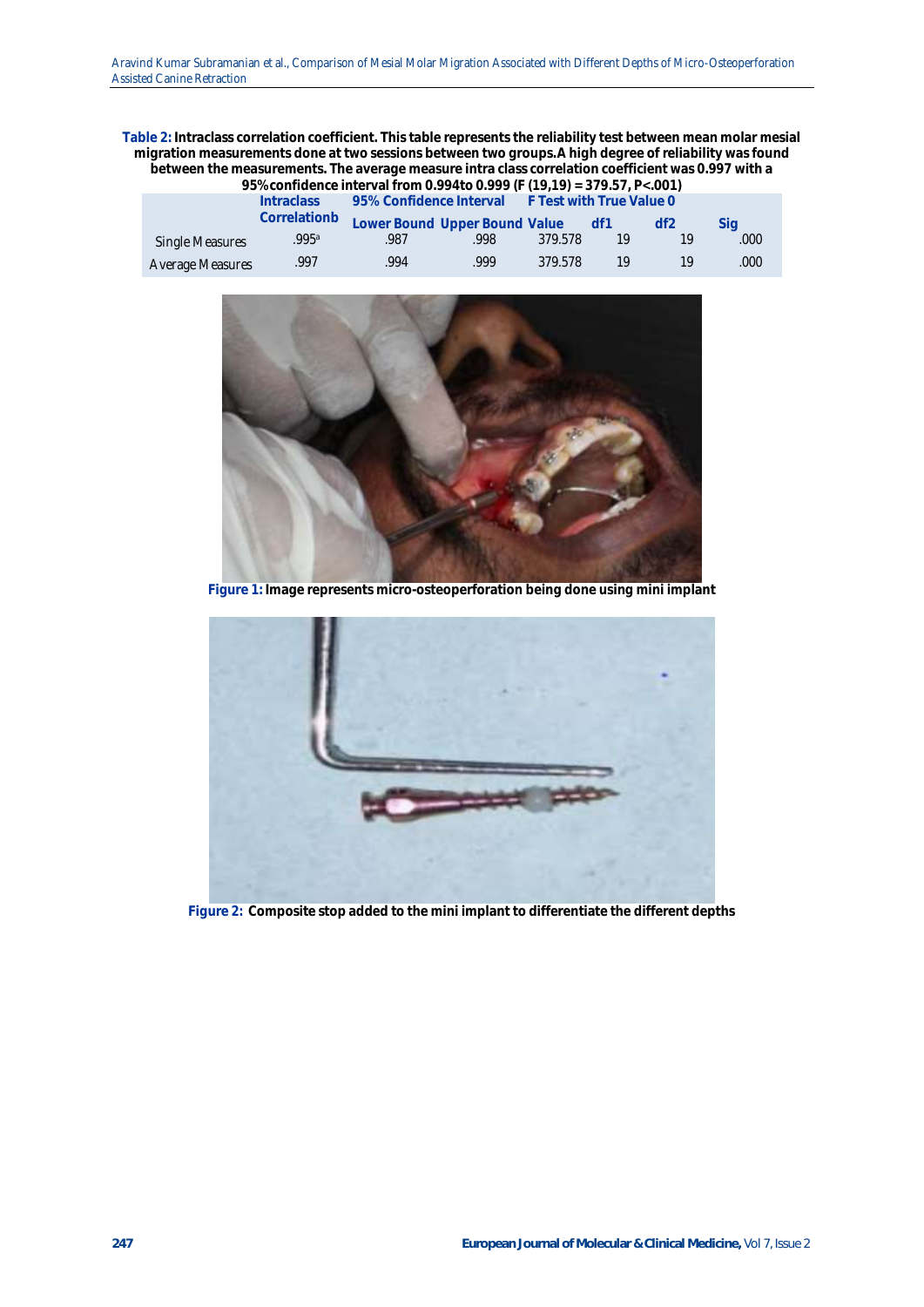**Table 2:** Intraclass correlation coefficient. This table represents the reliability test between mean molar mesial migration measurements done at two sessions between two groups. A high degree of reliability was found between the measurements. The average measure intra class correlation coefficient was 0.997 with a 95% confidence interval from 0.994 to 0.999 (F (19,19) = 379.57, P<.001)

| | Intraclass Correlationb | 95% Confidence Interval | | F Test with True Value 0 | | | |
|---|---|---|---|---|---|---|---|
| | | Lower Bound | Upper Bound | Value | df1 | df2 | Sig |
| Single Measures | .995[a] | .987 | .998 | 379.578 | 19 | 19 | .000 |
| Average Measures | .997 | .994 | .999 | 379.578 | 19 | 19 | .000 |

**Figure 1:** Image represents micro-osteoperforation being done using mini implant

**Figure 2:** Composite stop added to the mini implant to differentiate the different depths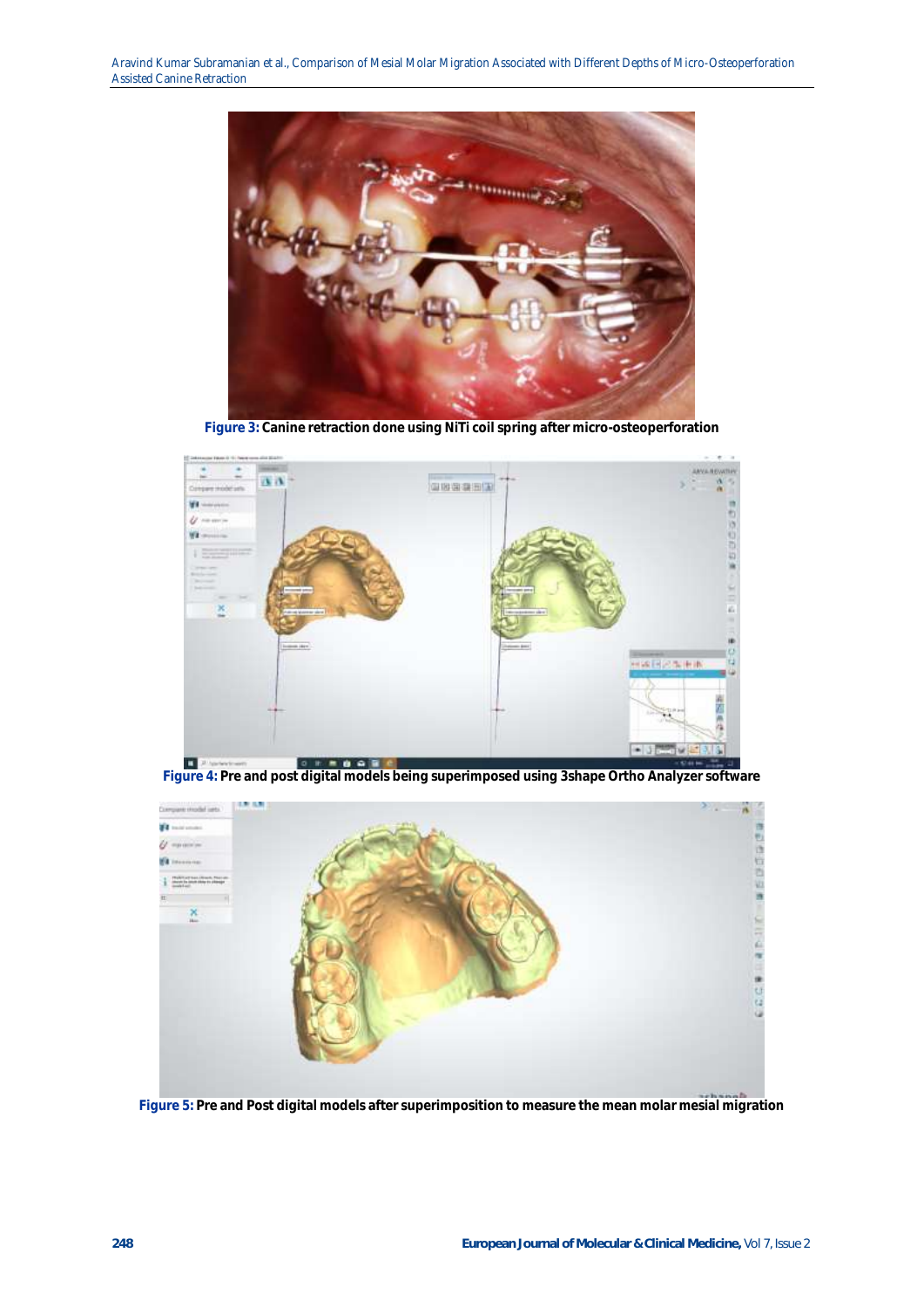Figure 3: Canine retraction done using NiTi coil spring after micro-osteoperforation

Figure 4: Pre and post digital models being superimposed using 3shape Ortho Analyzer software

Figure 5: Pre and Post digital models after superimposition to measure the mean molar mesial migration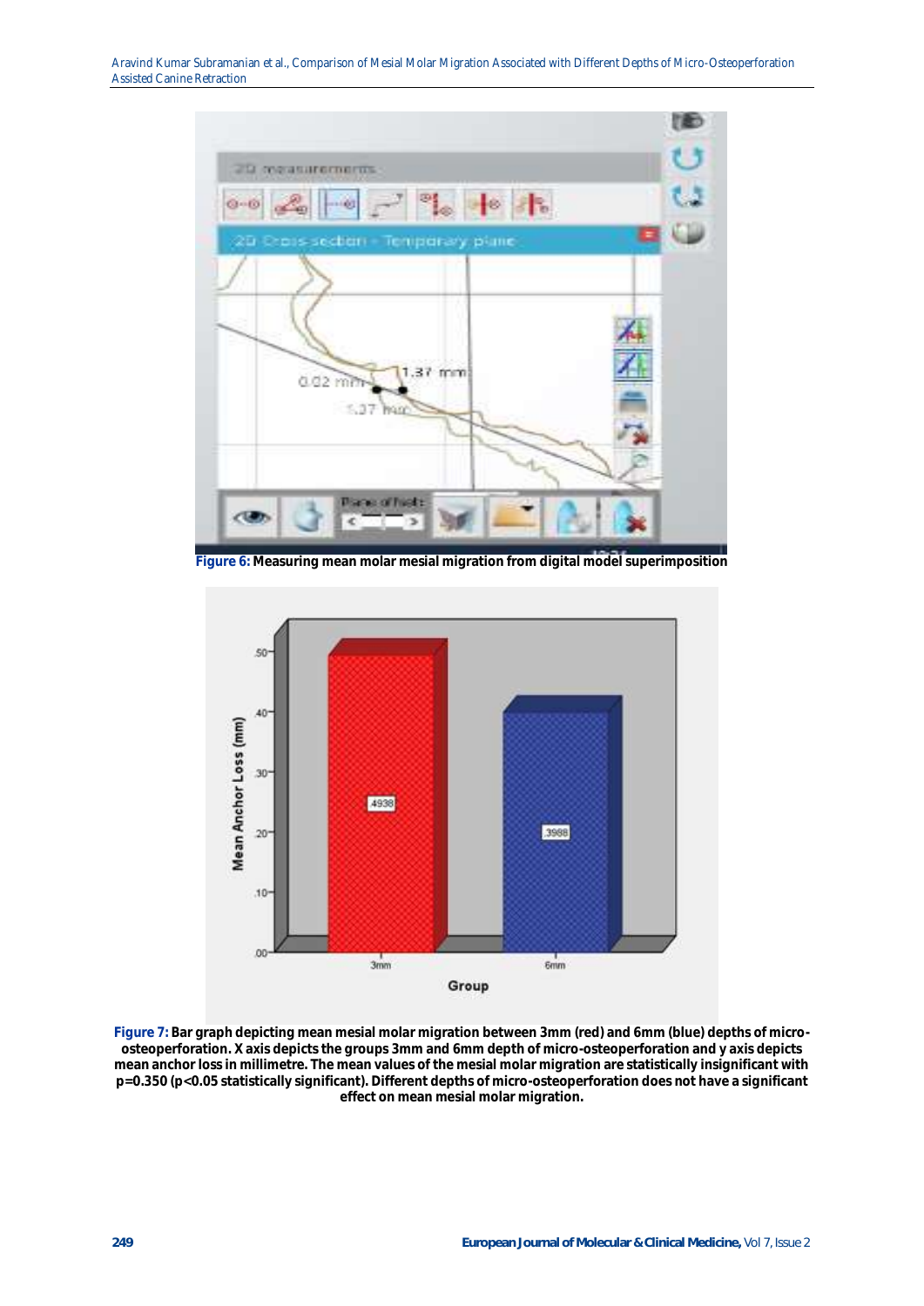Figure 6: Measuring mean molar mesial migration from digital model superimposition

Figure 7: Bar graph depicting mean mesial molar migration between 3mm (red) and 6mm (blue) depths of micro-osteoperforation. X axis depicts the groups 3mm and 6mm depth of micro-osteoperforation and y axis depicts mean anchor loss in millimetre. The mean values of the mesial molar migration are statistically insignificant with p=0.350 (p<0.05 statistically significant). Different depths of micro-osteoperforation does not have a significant effect on mean mesial molar migration.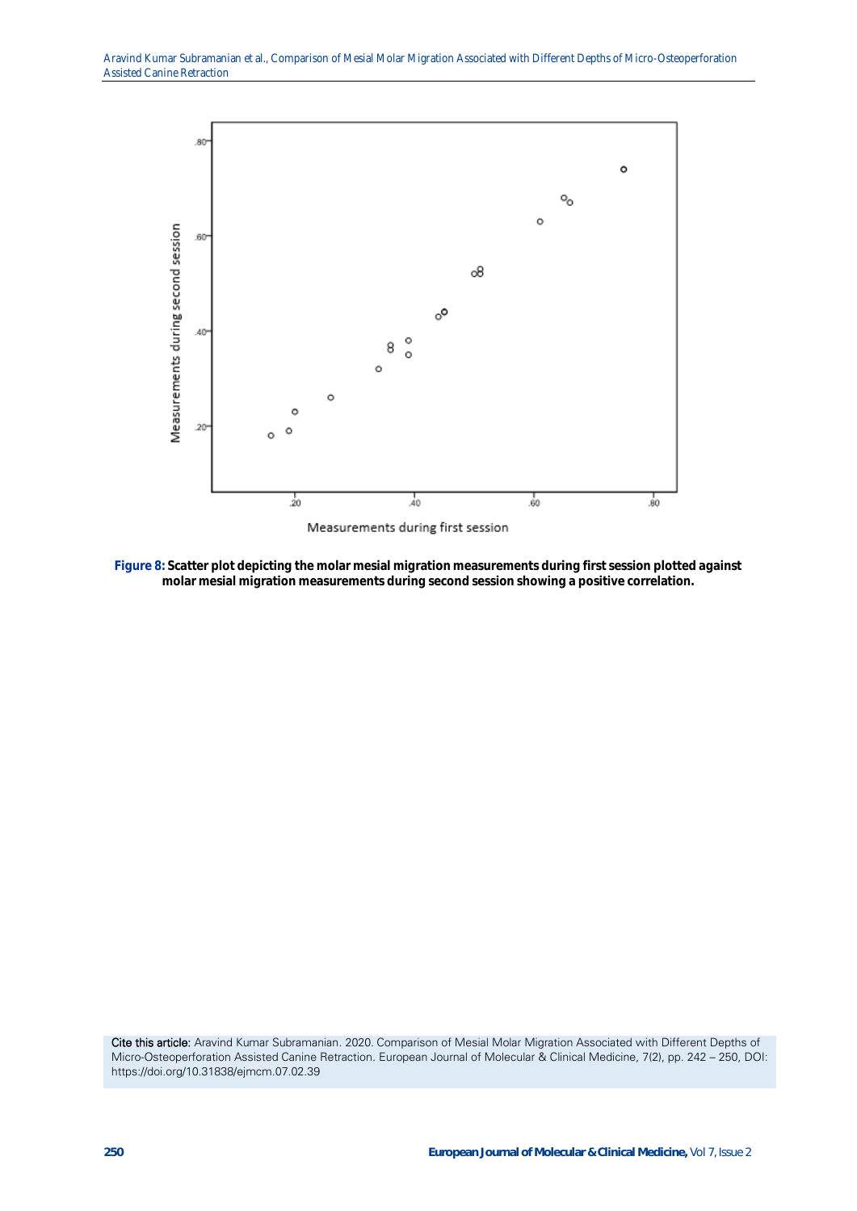.80

.60

.40

.20

Measurements during second session

.20

.40

.60

.80

Measurements during first session

**Figure 8:** Scatter plot depicting the molar mesial migration measurements during first session plotted against molar mesial migration measurements during second session showing a positive correlation.

Cite this article: Aravind Kumar Subramanian. 2020. Comparison of Mesial Molar Migration Associated with Different Depths of Micro-Osteoperforation Assisted Canine Retraction. European Journal of Molecular & Clinical Medicine, 7(2), pp. 242 – 250, DOI: https://doi.org/10.31838/ejmcm.07.02.39